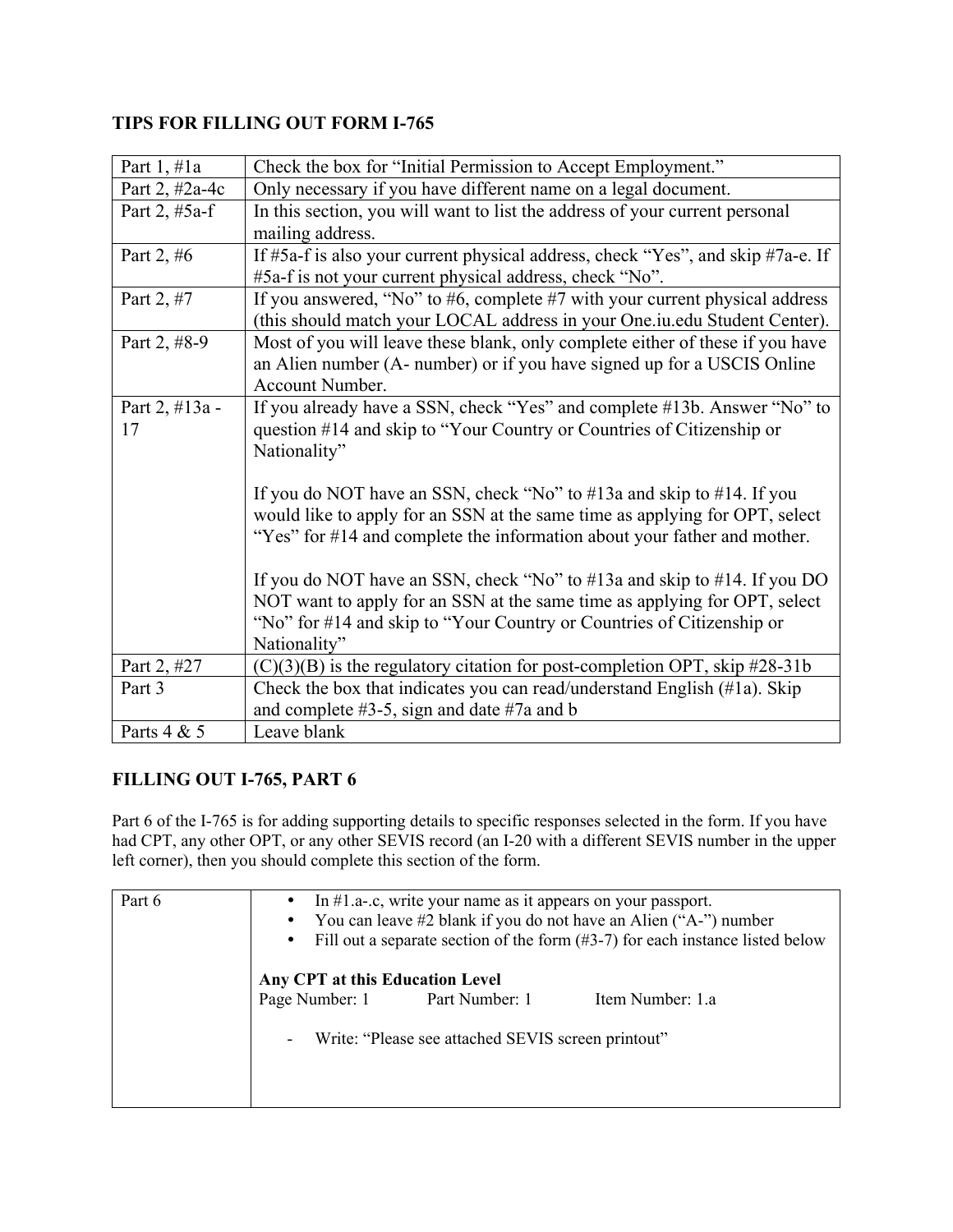## TIPS FOR FILLING OUT FORM I-765

| | |
|---|---|
| Part 1, #1a | Check the box for "Initial Permission to Accept Employment." |
| Part 2, #2a-4c | Only necessary if you have different name on a legal document. |
| Part 2, #5a-f | In this section, you will want to list the address of your current personal mailing address. |
| Part 2, #6 | If #5a-f is also your current physical address, check "Yes", and skip #7a-e. If #5a-f is not your current physical address, check "No". |
| Part 2, #7 | If you answered, "No" to #6, complete #7 with your current physical address (this should match your LOCAL address in your One.iu.edu Student Center). |
| Part 2, #8-9 | Most of you will leave these blank, only complete either of these if you have an Alien number (A- number) or if you have signed up for a USCIS Online Account Number. |
| Part 2, #13a - 17 | If you already have a SSN, check "Yes" and complete #13b. Answer "No" to question #14 and skip to "Your Country or Countries of Citizenship or Nationality"<br><br>If you do NOT have an SSN, check "No" to #13a and skip to #14. If you would like to apply for an SSN at the same time as applying for OPT, select "Yes" for #14 and complete the information about your father and mother.<br><br>If you do NOT have an SSN, check "No" to #13a and skip to #14. If you DO NOT want to apply for an SSN at the same time as applying for OPT, select "No" for #14 and skip to "Your Country or Countries of Citizenship or Nationality" |
| Part 2, #27 | (C)(3)(B) is the regulatory citation for post-completion OPT, skip #28-31b |
| Part 3 | Check the box that indicates you can read/understand English (#1a). Skip and complete #3-5, sign and date #7a and b |
| Parts 4 & 5 | Leave blank |

## FILLING OUT I-765, PART 6

Part 6 of the I-765 is for adding supporting details to specific responses selected in the form. If you have had CPT, any other OPT, or any other SEVIS record (an I-20 with a different SEVIS number in the upper left corner), then you should complete this section of the form.

| | |
|---|---|
| Part 6 | • In #1.a-.c, write your name as it appears on your passport.<br>• You can leave #2 blank if you do not have an Alien ("A-") number<br>• Fill out a separate section of the form (#3-7) for each instance listed below<br><br>**Any CPT at this Education Level**<br>Page Number: 1 Part Number: 1 Item Number: 1.a<br><br>- Write: "Please see attached SEVIS screen printout" |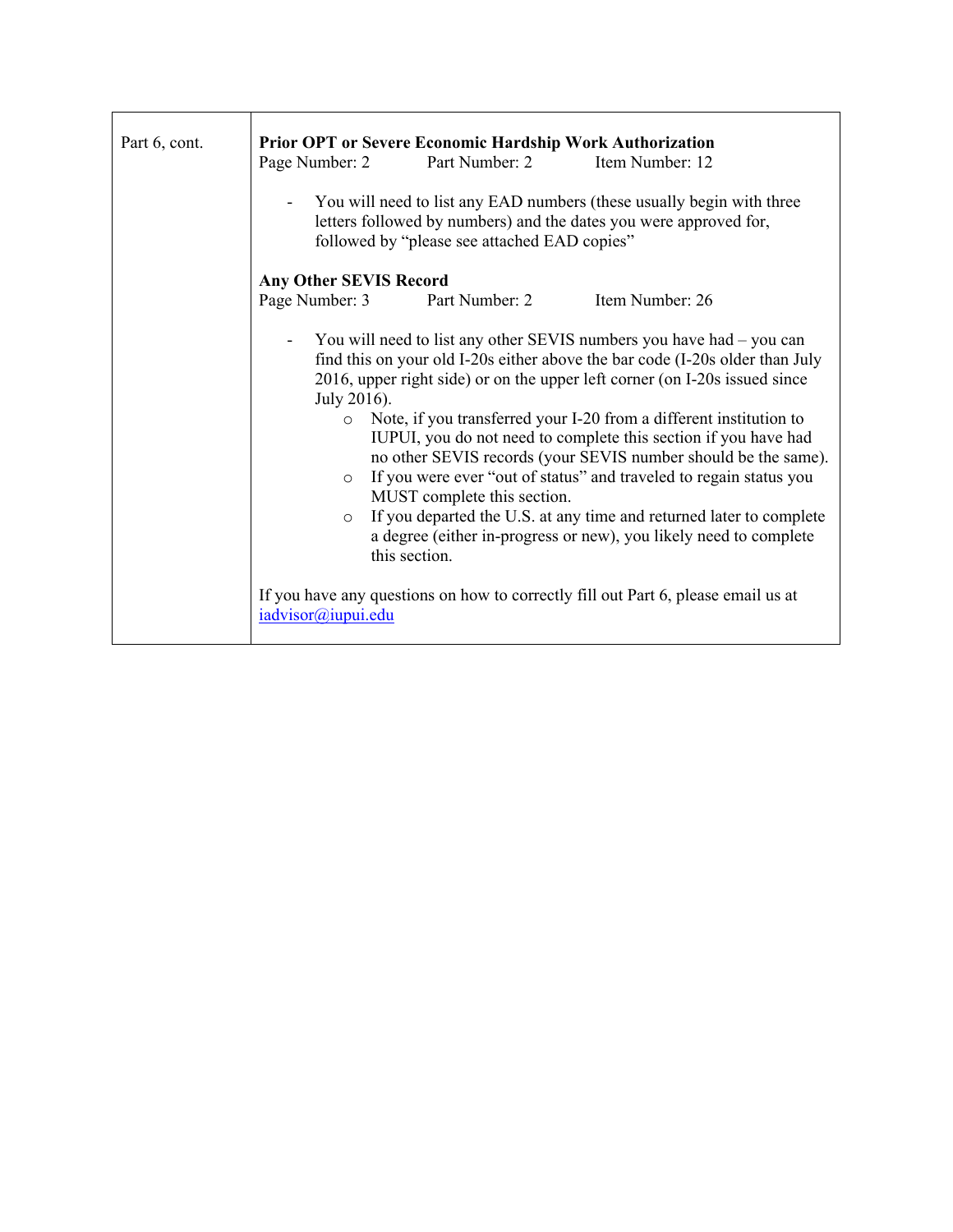| | |
|---|---|
| Part 6, cont. | **Prior OPT or Severe Economic Hardship Work Authorization**<br>Page Number: 2 Part Number: 2 Item Number: 12<br><br>- You will need to list any EAD numbers (these usually begin with three letters followed by numbers) and the dates you were approved for, followed by "please see attached EAD copies"<br><br>**Any Other SEVIS Record**<br>Page Number: 3 Part Number: 2 Item Number: 26<br><br>- You will need to list any other SEVIS numbers you have had – you can find this on your old I-20s either above the bar code (I-20s older than July 2016, upper right side) or on the upper left corner (on I-20s issued since July 2016).<br>  ○ Note, if you transferred your I-20 from a different institution to IUPUI, you do not need to complete this section if you have had no other SEVIS records (your SEVIS number should be the same).<br>  ○ If you were ever "out of status" and traveled to regain status you MUST complete this section.<br>  ○ If you departed the U.S. at any time and returned later to complete a degree (either in-progress or new), you likely need to complete this section.<br><br>If you have any questions on how to correctly fill out Part 6, please email us at iadvisor@iupui.edu |